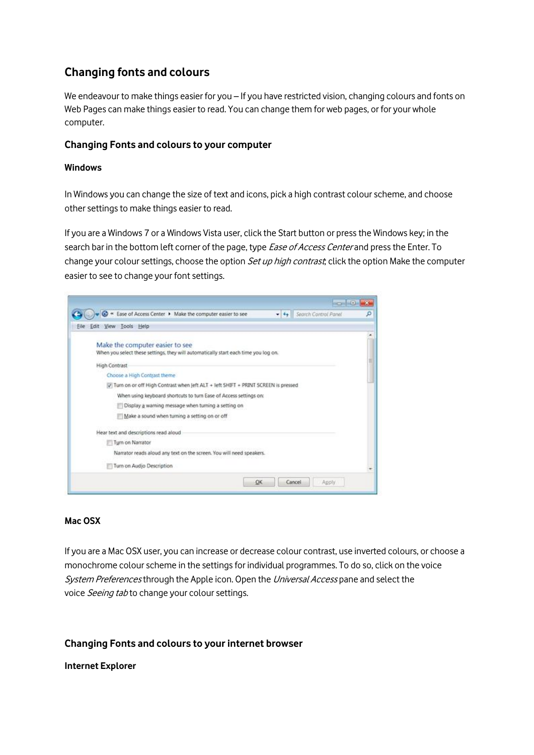## Changing fonts and colours

We endeavour to make things easier for you – If you have restricted vision, changing colours and fonts on Web Pages can make things easier to read. You can change them for web pages, or for your whole computer.

### Changing Fonts and colours to your computer

#### Windows

In Windows you can change the size of text and icons, pick a high contrast colour scheme, and choose other settings to make things easier to read.

If you are a Windows 7 or a Windows Vista user, click the Start button or press the Windows key; in the search bar in the bottom left corner of the page, type *Ease of Access Center* and press the Enter. To change your colour settings, choose the option *Set up high contrast*; click the option Make the computer easier to see to change your font settings.

#### Mac OSX

If you are a Mac OSX user, you can increase or decrease colour contrast, use inverted colours, or choose a monochrome colour scheme in the settings for individual programmes. To do so, click on the voice *System Preferences* through the Apple icon. Open the *Universal Access* pane and select the voice *Seeing tab* to change your colour settings.

### Changing Fonts and colours to your internet browser

#### Internet Explorer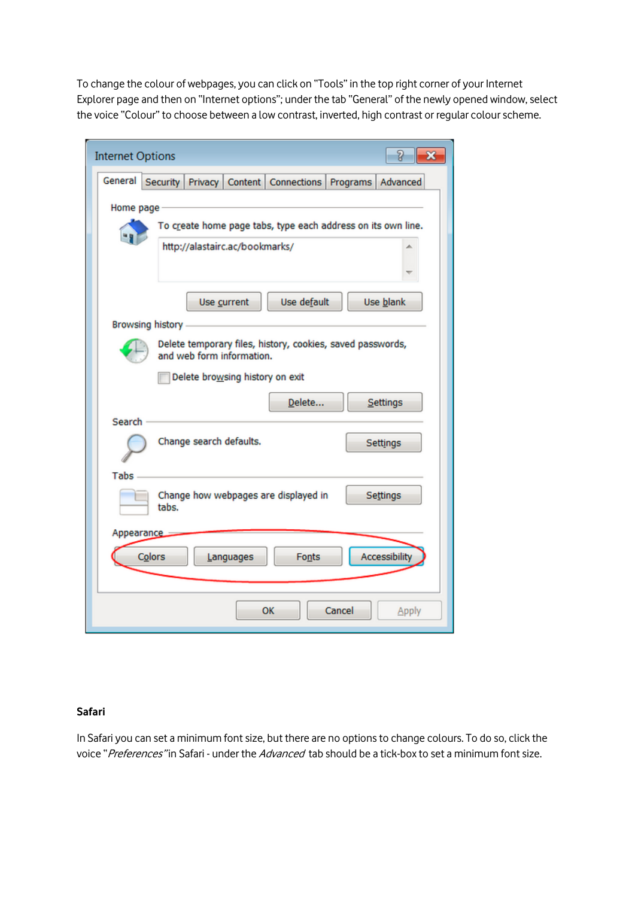To change the colour of webpages, you can click on "Tools" in the top right corner of your Internet Explorer page and then on "Internet options"; under the tab "General" of the newly opened window, select the voice "Colour" to choose between a low contrast, inverted, high contrast or regular colour scheme.

**Safari**

In Safari you can set a minimum font size, but there are no options to change colours. To do so, click the voice "*Preferences*"in Safari - under the *Advanced* tab should be a tick-box to set a minimum font size.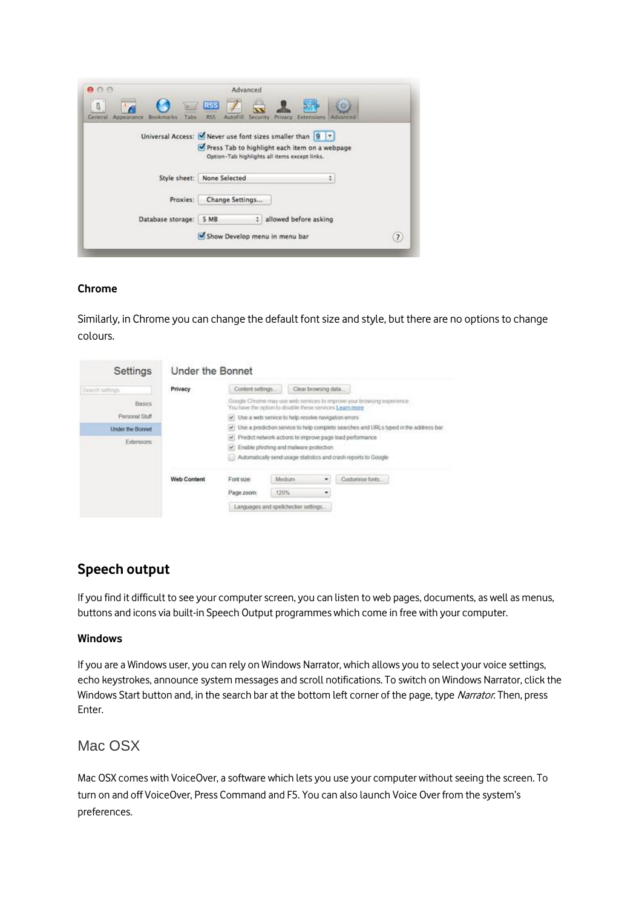### Chrome

Similarly, in Chrome you can change the default font size and style, but there are no options to change colours.

## Speech output

If you find it difficult to see your computer screen, you can listen to web pages, documents, as well as menus, buttons and icons via built-in Speech Output programmes which come in free with your computer.

### Windows

If you are a Windows user, you can rely on Windows Narrator, which allows you to select your voice settings, echo keystrokes, announce system messages and scroll notifications. To switch on Windows Narrator, click the Windows Start button and, in the search bar at the bottom left corner of the page, type *Narrator*. Then, press Enter.

### Mac OSX

Mac OSX comes with VoiceOver, a software which lets you use your computer without seeing the screen. To turn on and off VoiceOver, Press Command and F5. You can also launch Voice Over from the system's preferences.